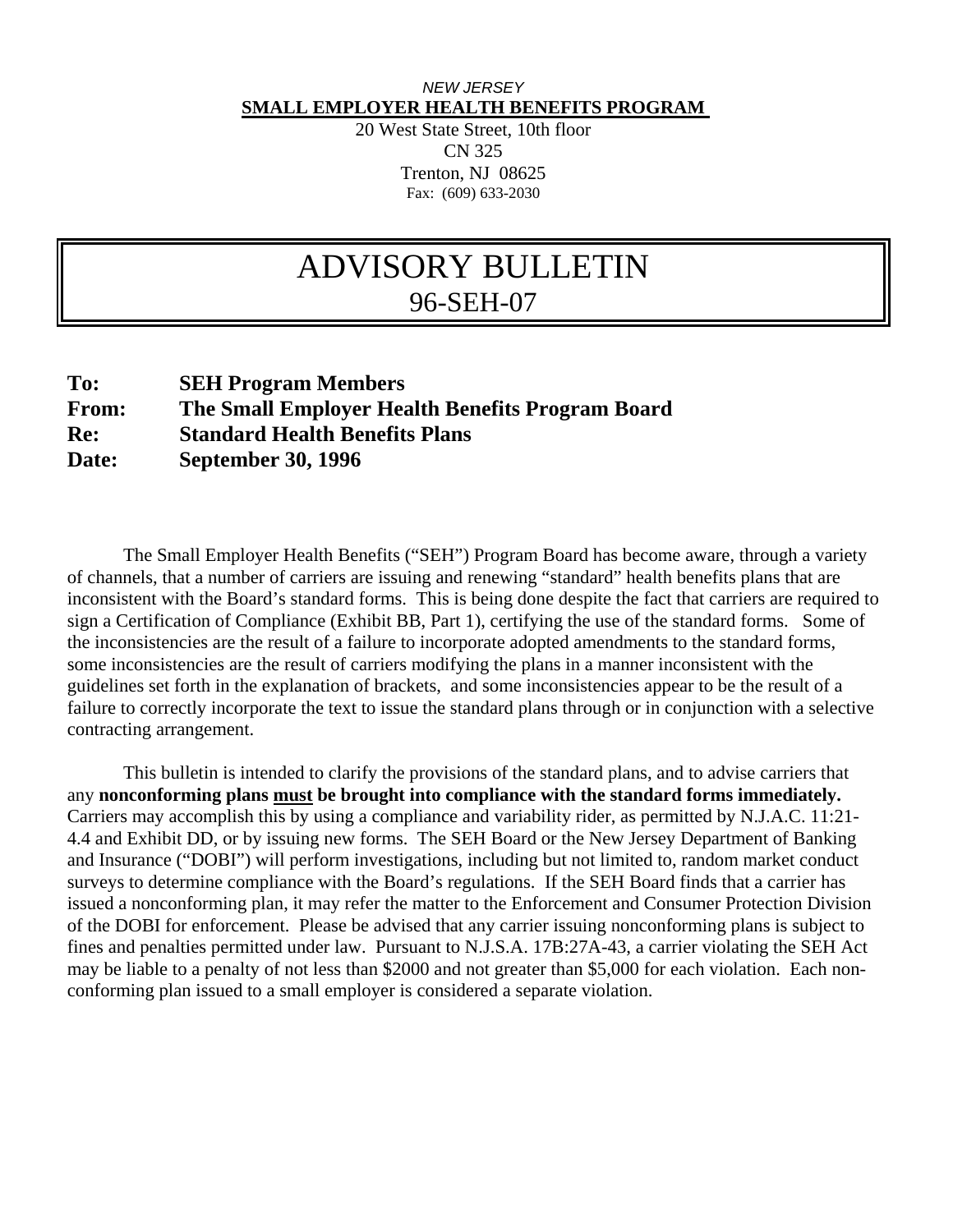*NEW JERSEY*

**SMALL EMPLOYER HEALTH BENEFITS PROGRAM**

20 West State Street, 10th floor
CN 325
Trenton, NJ 08625
Fax: (609) 633-2030

# ADVISORY BULLETIN
## 96-SEH-07

**To:** **SEH Program Members**
**From:** **The Small Employer Health Benefits Program Board**
**Re:** **Standard Health Benefits Plans**
**Date:** **September 30, 1996**

The Small Employer Health Benefits ("SEH") Program Board has become aware, through a variety of channels, that a number of carriers are issuing and renewing "standard" health benefits plans that are inconsistent with the Board's standard forms. This is being done despite the fact that carriers are required to sign a Certification of Compliance (Exhibit BB, Part 1), certifying the use of the standard forms. Some of the inconsistencies are the result of a failure to incorporate adopted amendments to the standard forms, some inconsistencies are the result of carriers modifying the plans in a manner inconsistent with the guidelines set forth in the explanation of brackets, and some inconsistencies appear to be the result of a failure to correctly incorporate the text to issue the standard plans through or in conjunction with a selective contracting arrangement.

This bulletin is intended to clarify the provisions of the standard plans, and to advise carriers that any **nonconforming plans must be brought into compliance with the standard forms immediately.** Carriers may accomplish this by using a compliance and variability rider, as permitted by N.J.A.C. 11:21-4.4 and Exhibit DD, or by issuing new forms. The SEH Board or the New Jersey Department of Banking and Insurance ("DOBI") will perform investigations, including but not limited to, random market conduct surveys to determine compliance with the Board's regulations. If the SEH Board finds that a carrier has issued a nonconforming plan, it may refer the matter to the Enforcement and Consumer Protection Division of the DOBI for enforcement. Please be advised that any carrier issuing nonconforming plans is subject to fines and penalties permitted under law. Pursuant to N.J.S.A. 17B:27A-43, a carrier violating the SEH Act may be liable to a penalty of not less than $2000 and not greater than $5,000 for each violation. Each non-conforming plan issued to a small employer is considered a separate violation.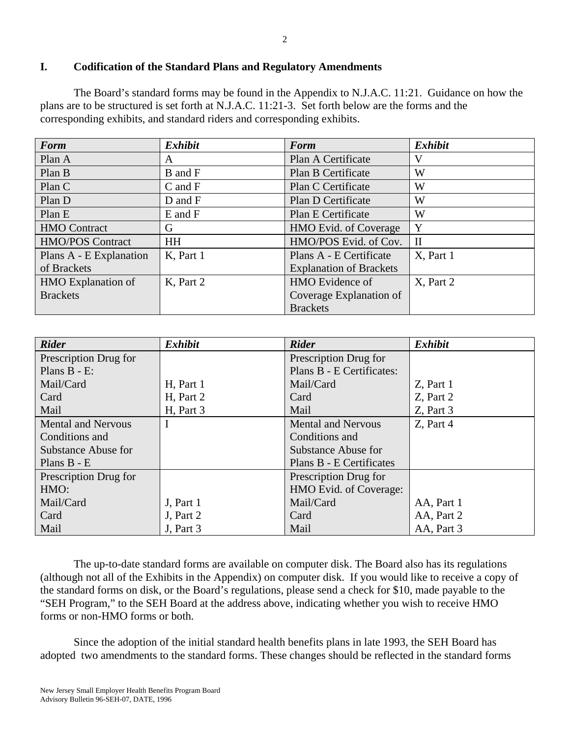## I. Codification of the Standard Plans and Regulatory Amendments

The Board's standard forms may be found in the Appendix to N.J.A.C. 11:21. Guidance on how the plans are to be structured is set forth at N.J.A.C. 11:21-3. Set forth below are the forms and the corresponding exhibits, and standard riders and corresponding exhibits.

| ***Form*** | ***Exhibit*** | ***Form*** | ***Exhibit*** |
|---|---|---|---|
| Plan A | A | Plan A Certificate | V |
| Plan B | B and F | Plan B Certificate | W |
| Plan C | C and F | Plan C Certificate | W |
| Plan D | D and F | Plan D Certificate | W |
| Plan E | E and F | Plan E Certificate | W |
| HMO Contract | G | HMO Evid. of Coverage | Y |
| HMO/POS Contract | HH | HMO/POS Evid. of Cov. | II |
| Plans A - E Explanation of Brackets | K, Part 1 | Plans A - E Certificate Explanation of Brackets | X, Part 1 |
| HMO Explanation of Brackets | K, Part 2 | HMO Evidence of Coverage Explanation of Brackets | X, Part 2 |

| ***Rider*** | ***Exhibit*** | ***Rider*** | ***Exhibit*** |
|---|---|---|---|
| Prescription Drug for Plans B - E:<br>Mail/Card<br>Card<br>Mail | <br><br>H, Part 1<br>H, Part 2<br>H, Part 3 | Prescription Drug for Plans B - E Certificates:<br>Mail/Card<br>Card<br>Mail | <br><br>Z, Part 1<br>Z, Part 2<br>Z, Part 3 |
| Mental and Nervous Conditions and Substance Abuse for Plans B - E | I | Mental and Nervous Conditions and Substance Abuse for Plans B - E Certificates | Z, Part 4 |
| Prescription Drug for HMO:<br>Mail/Card<br>Card<br>Mail | <br><br>J, Part 1<br>J, Part 2<br>J, Part 3 | Prescription Drug for HMO Evid. of Coverage:<br>Mail/Card<br>Card<br>Mail | <br><br>AA, Part 1<br>AA, Part 2<br>AA, Part 3 |

The up-to-date standard forms are available on computer disk. The Board also has its regulations (although not all of the Exhibits in the Appendix) on computer disk. If you would like to receive a copy of the standard forms on disk, or the Board's regulations, please send a check for $10, made payable to the "SEH Program," to the SEH Board at the address above, indicating whether you wish to receive HMO forms or non-HMO forms or both.

Since the adoption of the initial standard health benefits plans in late 1993, the SEH Board has adopted two amendments to the standard forms. These changes should be reflected in the standard forms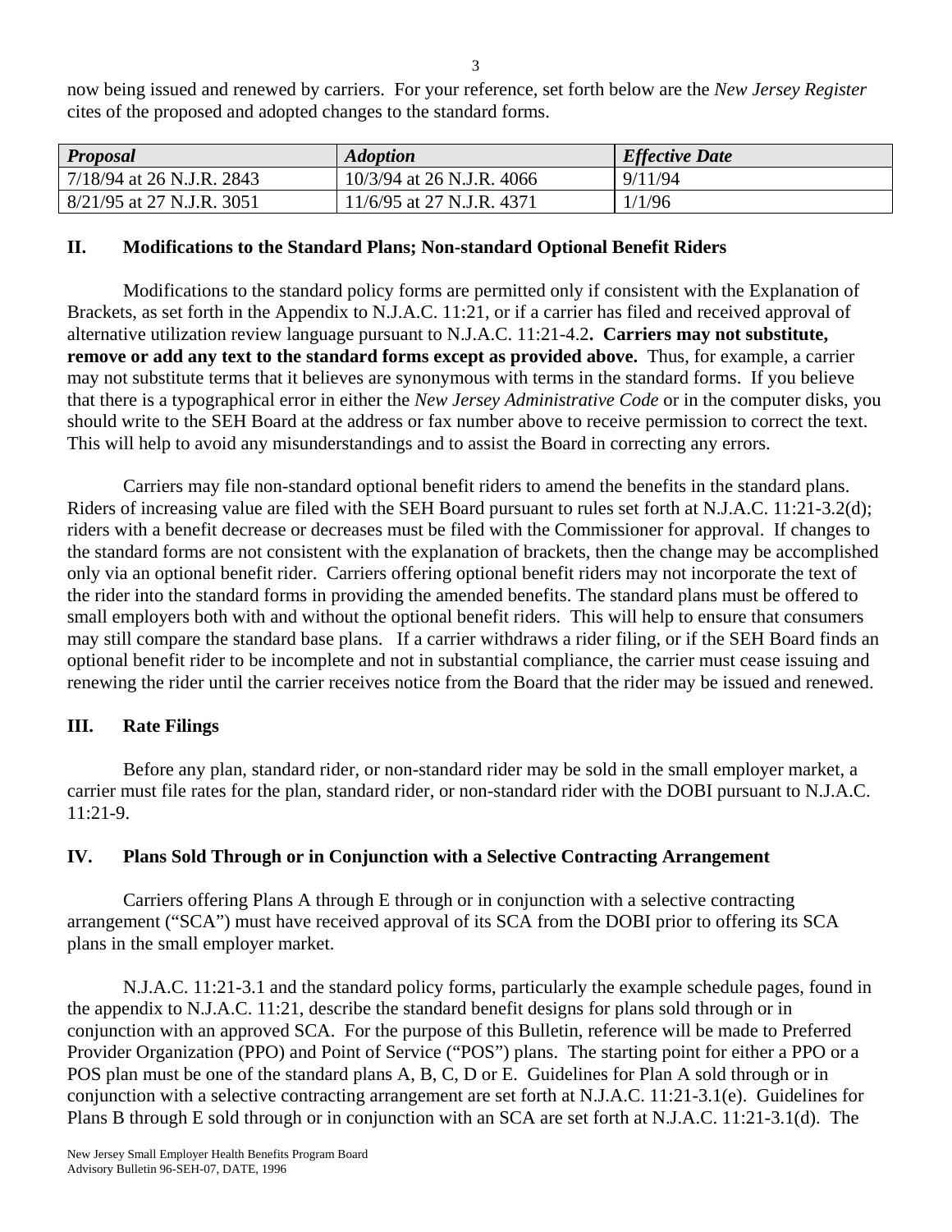now being issued and renewed by carriers. For your reference, set forth below are the *New Jersey Register* cites of the proposed and adopted changes to the standard forms.

| *Proposal* | *Adoption* | *Effective Date* |
|---|---|---|
| 7/18/94 at 26 N.J.R. 2843 | 10/3/94 at 26 N.J.R. 4066 | 9/11/94 |
| 8/21/95 at 27 N.J.R. 3051 | 11/6/95 at 27 N.J.R. 4371 | 1/1/96 |

## II. Modifications to the Standard Plans; Non-standard Optional Benefit Riders

Modifications to the standard policy forms are permitted only if consistent with the Explanation of Brackets, as set forth in the Appendix to N.J.A.C. 11:21, or if a carrier has filed and received approval of alternative utilization review language pursuant to N.J.A.C. 11:21-4.2**. Carriers may not substitute, remove or add any text to the standard forms except as provided above.** Thus, for example, a carrier may not substitute terms that it believes are synonymous with terms in the standard forms. If you believe that there is a typographical error in either the *New Jersey Administrative Code* or in the computer disks, you should write to the SEH Board at the address or fax number above to receive permission to correct the text. This will help to avoid any misunderstandings and to assist the Board in correcting any errors.

Carriers may file non-standard optional benefit riders to amend the benefits in the standard plans. Riders of increasing value are filed with the SEH Board pursuant to rules set forth at N.J.A.C. 11:21-3.2(d); riders with a benefit decrease or decreases must be filed with the Commissioner for approval. If changes to the standard forms are not consistent with the explanation of brackets, then the change may be accomplished only via an optional benefit rider. Carriers offering optional benefit riders may not incorporate the text of the rider into the standard forms in providing the amended benefits. The standard plans must be offered to small employers both with and without the optional benefit riders. This will help to ensure that consumers may still compare the standard base plans. If a carrier withdraws a rider filing, or if the SEH Board finds an optional benefit rider to be incomplete and not in substantial compliance, the carrier must cease issuing and renewing the rider until the carrier receives notice from the Board that the rider may be issued and renewed.

## III. Rate Filings

Before any plan, standard rider, or non-standard rider may be sold in the small employer market, a carrier must file rates for the plan, standard rider, or non-standard rider with the DOBI pursuant to N.J.A.C. 11:21-9.

## IV. Plans Sold Through or in Conjunction with a Selective Contracting Arrangement

Carriers offering Plans A through E through or in conjunction with a selective contracting arrangement ("SCA") must have received approval of its SCA from the DOBI prior to offering its SCA plans in the small employer market.

N.J.A.C. 11:21-3.1 and the standard policy forms, particularly the example schedule pages, found in the appendix to N.J.A.C. 11:21, describe the standard benefit designs for plans sold through or in conjunction with an approved SCA. For the purpose of this Bulletin, reference will be made to Preferred Provider Organization (PPO) and Point of Service ("POS") plans. The starting point for either a PPO or a POS plan must be one of the standard plans A, B, C, D or E. Guidelines for Plan A sold through or in conjunction with a selective contracting arrangement are set forth at N.J.A.C. 11:21-3.1(e). Guidelines for Plans B through E sold through or in conjunction with an SCA are set forth at N.J.A.C. 11:21-3.1(d). The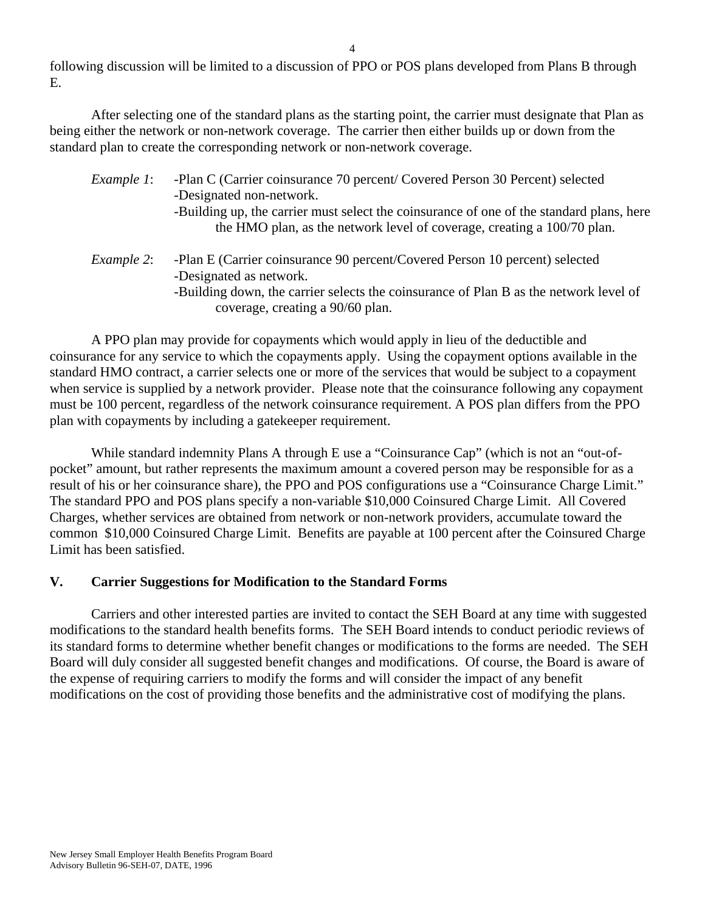following discussion will be limited to a discussion of PPO or POS plans developed from Plans B through E.

After selecting one of the standard plans as the starting point, the carrier must designate that Plan as being either the network or non-network coverage. The carrier then either builds up or down from the standard plan to create the corresponding network or non-network coverage.

*Example 1*: -Plan C (Carrier coinsurance 70 percent/ Covered Person 30 Percent) selected
-Designated non-network.
-Building up, the carrier must select the coinsurance of one of the standard plans, here the HMO plan, as the network level of coverage, creating a 100/70 plan.

*Example 2*: -Plan E (Carrier coinsurance 90 percent/Covered Person 10 percent) selected
-Designated as network.
-Building down, the carrier selects the coinsurance of Plan B as the network level of coverage, creating a 90/60 plan.

A PPO plan may provide for copayments which would apply in lieu of the deductible and coinsurance for any service to which the copayments apply. Using the copayment options available in the standard HMO contract, a carrier selects one or more of the services that would be subject to a copayment when service is supplied by a network provider. Please note that the coinsurance following any copayment must be 100 percent, regardless of the network coinsurance requirement. A POS plan differs from the PPO plan with copayments by including a gatekeeper requirement.

While standard indemnity Plans A through E use a "Coinsurance Cap" (which is not an "out-of-pocket" amount, but rather represents the maximum amount a covered person may be responsible for as a result of his or her coinsurance share), the PPO and POS configurations use a "Coinsurance Charge Limit." The standard PPO and POS plans specify a non-variable $10,000 Coinsured Charge Limit. All Covered Charges, whether services are obtained from network or non-network providers, accumulate toward the common $10,000 Coinsured Charge Limit. Benefits are payable at 100 percent after the Coinsured Charge Limit has been satisfied.

## V. Carrier Suggestions for Modification to the Standard Forms

Carriers and other interested parties are invited to contact the SEH Board at any time with suggested modifications to the standard health benefits forms. The SEH Board intends to conduct periodic reviews of its standard forms to determine whether benefit changes or modifications to the forms are needed. The SEH Board will duly consider all suggested benefit changes and modifications. Of course, the Board is aware of the expense of requiring carriers to modify the forms and will consider the impact of any benefit modifications on the cost of providing those benefits and the administrative cost of modifying the plans.